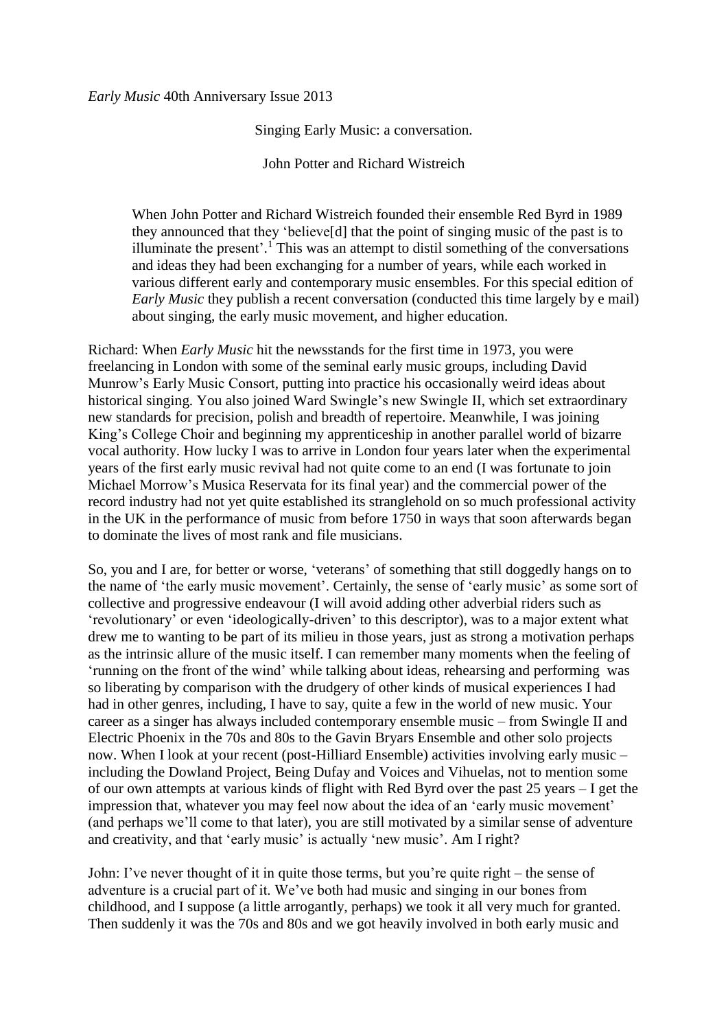*Early Music* 40th Anniversary Issue 2013

# Singing Early Music: a conversation.

John Potter and Richard Wistreich

> When John Potter and Richard Wistreich founded their ensemble Red Byrd in 1989 they announced that they 'believe[d] that the point of singing music of the past is to illuminate the present'.[1] This was an attempt to distil something of the conversations and ideas they had been exchanging for a number of years, while each worked in various different early and contemporary music ensembles. For this special edition of *Early Music* they publish a recent conversation (conducted this time largely by e mail) about singing, the early music movement, and higher education.

Richard: When *Early Music* hit the newsstands for the first time in 1973, you were freelancing in London with some of the seminal early music groups, including David Munrow's Early Music Consort, putting into practice his occasionally weird ideas about historical singing. You also joined Ward Swingle's new Swingle II, which set extraordinary new standards for precision, polish and breadth of repertoire. Meanwhile, I was joining King's College Choir and beginning my apprenticeship in another parallel world of bizarre vocal authority. How lucky I was to arrive in London four years later when the experimental years of the first early music revival had not quite come to an end (I was fortunate to join Michael Morrow's Musica Reservata for its final year) and the commercial power of the record industry had not yet quite established its stranglehold on so much professional activity in the UK in the performance of music from before 1750 in ways that soon afterwards began to dominate the lives of most rank and file musicians.

So, you and I are, for better or worse, 'veterans' of something that still doggedly hangs on to the name of 'the early music movement'. Certainly, the sense of 'early music' as some sort of collective and progressive endeavour (I will avoid adding other adverbial riders such as 'revolutionary' or even 'ideologically-driven' to this descriptor), was to a major extent what drew me to wanting to be part of its milieu in those years, just as strong a motivation perhaps as the intrinsic allure of the music itself. I can remember many moments when the feeling of 'running on the front of the wind' while talking about ideas, rehearsing and performing was so liberating by comparison with the drudgery of other kinds of musical experiences I had had in other genres, including, I have to say, quite a few in the world of new music. Your career as a singer has always included contemporary ensemble music – from Swingle II and Electric Phoenix in the 70s and 80s to the Gavin Bryars Ensemble and other solo projects now. When I look at your recent (post-Hilliard Ensemble) activities involving early music – including the Dowland Project, Being Dufay and Voices and Vihuelas, not to mention some of our own attempts at various kinds of flight with Red Byrd over the past 25 years – I get the impression that, whatever you may feel now about the idea of an 'early music movement' (and perhaps we'll come to that later), you are still motivated by a similar sense of adventure and creativity, and that 'early music' is actually 'new music'. Am I right?

John: I've never thought of it in quite those terms, but you're quite right – the sense of adventure is a crucial part of it. We've both had music and singing in our bones from childhood, and I suppose (a little arrogantly, perhaps) we took it all very much for granted. Then suddenly it was the 70s and 80s and we got heavily involved in both early music and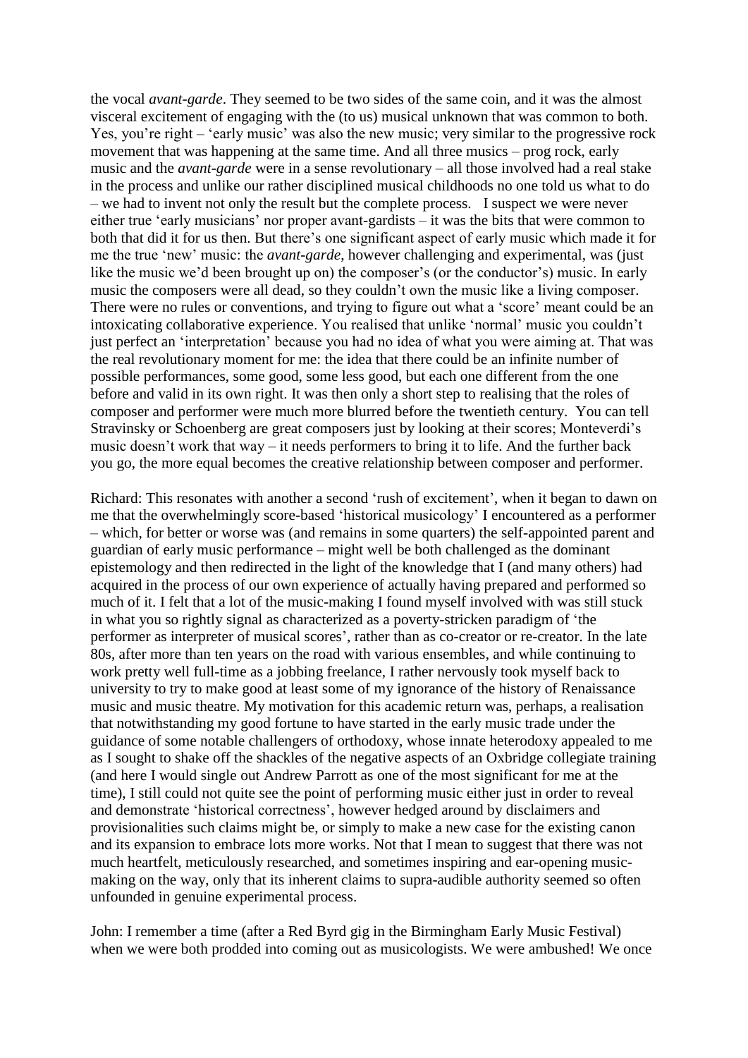the vocal *avant-garde*. They seemed to be two sides of the same coin, and it was the almost visceral excitement of engaging with the (to us) musical unknown that was common to both. Yes, you're right – 'early music' was also the new music; very similar to the progressive rock movement that was happening at the same time. And all three musics – prog rock, early music and the *avant-garde* were in a sense revolutionary – all those involved had a real stake in the process and unlike our rather disciplined musical childhoods no one told us what to do – we had to invent not only the result but the complete process. I suspect we were never either true 'early musicians' nor proper avant-gardists – it was the bits that were common to both that did it for us then. But there's one significant aspect of early music which made it for me the true 'new' music: the *avant-garde,* however challenging and experimental, was (just like the music we'd been brought up on) the composer's (or the conductor's) music. In early music the composers were all dead, so they couldn't own the music like a living composer. There were no rules or conventions, and trying to figure out what a 'score' meant could be an intoxicating collaborative experience. You realised that unlike 'normal' music you couldn't just perfect an 'interpretation' because you had no idea of what you were aiming at. That was the real revolutionary moment for me: the idea that there could be an infinite number of possible performances, some good, some less good, but each one different from the one before and valid in its own right. It was then only a short step to realising that the roles of composer and performer were much more blurred before the twentieth century. You can tell Stravinsky or Schoenberg are great composers just by looking at their scores; Monteverdi's music doesn't work that way – it needs performers to bring it to life. And the further back you go, the more equal becomes the creative relationship between composer and performer.

Richard: This resonates with another a second 'rush of excitement', when it began to dawn on me that the overwhelmingly score-based 'historical musicology' I encountered as a performer – which, for better or worse was (and remains in some quarters) the self-appointed parent and guardian of early music performance – might well be both challenged as the dominant epistemology and then redirected in the light of the knowledge that I (and many others) had acquired in the process of our own experience of actually having prepared and performed so much of it. I felt that a lot of the music-making I found myself involved with was still stuck in what you so rightly signal as characterized as a poverty-stricken paradigm of 'the performer as interpreter of musical scores', rather than as co-creator or re-creator. In the late 80s, after more than ten years on the road with various ensembles, and while continuing to work pretty well full-time as a jobbing freelance, I rather nervously took myself back to university to try to make good at least some of my ignorance of the history of Renaissance music and music theatre. My motivation for this academic return was, perhaps, a realisation that notwithstanding my good fortune to have started in the early music trade under the guidance of some notable challengers of orthodoxy, whose innate heterodoxy appealed to me as I sought to shake off the shackles of the negative aspects of an Oxbridge collegiate training (and here I would single out Andrew Parrott as one of the most significant for me at the time), I still could not quite see the point of performing music either just in order to reveal and demonstrate 'historical correctness', however hedged around by disclaimers and provisionalities such claims might be, or simply to make a new case for the existing canon and its expansion to embrace lots more works. Not that I mean to suggest that there was not much heartfelt, meticulously researched, and sometimes inspiring and ear-opening music-making on the way, only that its inherent claims to supra-audible authority seemed so often unfounded in genuine experimental process.

John: I remember a time (after a Red Byrd gig in the Birmingham Early Music Festival) when we were both prodded into coming out as musicologists. We were ambushed! We once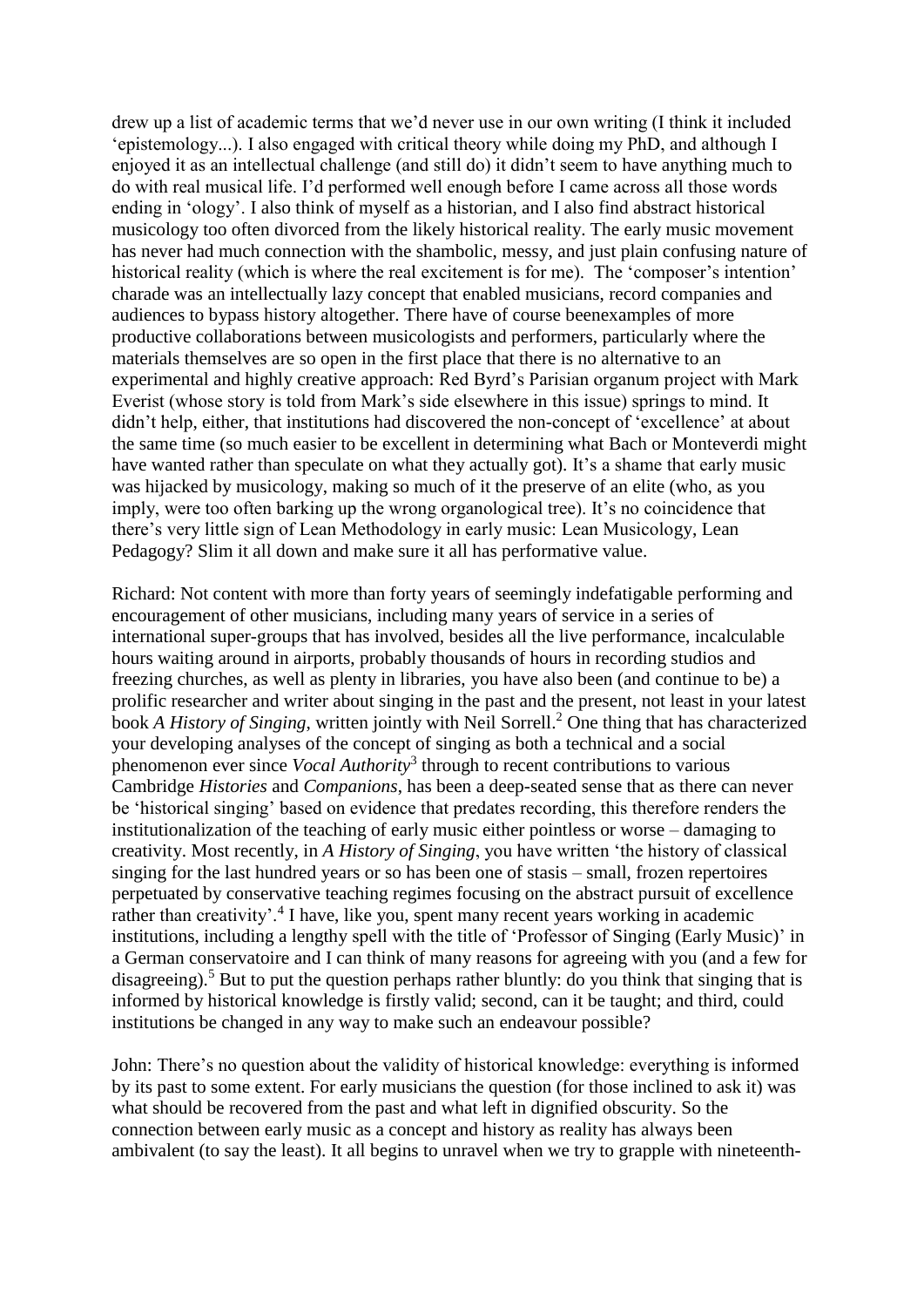drew up a list of academic terms that we'd never use in our own writing (I think it included 'epistemology...'). I also engaged with critical theory while doing my PhD, and although I enjoyed it as an intellectual challenge (and still do) it didn't seem to have anything much to do with real musical life. I'd performed well enough before I came across all those words ending in 'ology'. I also think of myself as a historian, and I also find abstract historical musicology too often divorced from the likely historical reality. The early music movement has never had much connection with the shambolic, messy, and just plain confusing nature of historical reality (which is where the real excitement is for me). The 'composer's intention' charade was an intellectually lazy concept that enabled musicians, record companies and audiences to bypass history altogether. There have of course beenexamples of more productive collaborations between musicologists and performers, particularly where the materials themselves are so open in the first place that there is no alternative to an experimental and highly creative approach: Red Byrd's Parisian organum project with Mark Everist (whose story is told from Mark's side elsewhere in this issue) springs to mind. It didn't help, either, that institutions had discovered the non-concept of 'excellence' at about the same time (so much easier to be excellent in determining what Bach or Monteverdi might have wanted rather than speculate on what they actually got). It's a shame that early music was hijacked by musicology, making so much of it the preserve of an elite (who, as you imply, were too often barking up the wrong organological tree). It's no coincidence that there's very little sign of Lean Methodology in early music: Lean Musicology, Lean Pedagogy? Slim it all down and make sure it all has performative value.

Richard: Not content with more than forty years of seemingly indefatigable performing and encouragement of other musicians, including many years of service in a series of international super-groups that has involved, besides all the live performance, incalculable hours waiting around in airports, probably thousands of hours in recording studios and freezing churches, as well as plenty in libraries, you have also been (and continue to be) a prolific researcher and writer about singing in the past and the present, not least in your latest book *A History of Singing*, written jointly with Neil Sorrell.[2] One thing that has characterized your developing analyses of the concept of singing as both a technical and a social phenomenon ever since *Vocal Authority*[3] through to recent contributions to various Cambridge *Histories* and *Companions*, has been a deep-seated sense that as there can never be 'historical singing' based on evidence that predates recording, this therefore renders the institutionalization of the teaching of early music either pointless or worse – damaging to creativity. Most recently, in *A History of Singing*, you have written 'the history of classical singing for the last hundred years or so has been one of stasis – small, frozen repertoires perpetuated by conservative teaching regimes focusing on the abstract pursuit of excellence rather than creativity'.[4] I have, like you, spent many recent years working in academic institutions, including a lengthy spell with the title of 'Professor of Singing (Early Music)' in a German conservatoire and I can think of many reasons for agreeing with you (and a few for disagreeing).[5] But to put the question perhaps rather bluntly: do you think that singing that is informed by historical knowledge is firstly valid; second, can it be taught; and third, could institutions be changed in any way to make such an endeavour possible?

John: There's no question about the validity of historical knowledge: everything is informed by its past to some extent. For early musicians the question (for those inclined to ask it) was what should be recovered from the past and what left in dignified obscurity. So the connection between early music as a concept and history as reality has always been ambivalent (to say the least). It all begins to unravel when we try to grapple with nineteenth-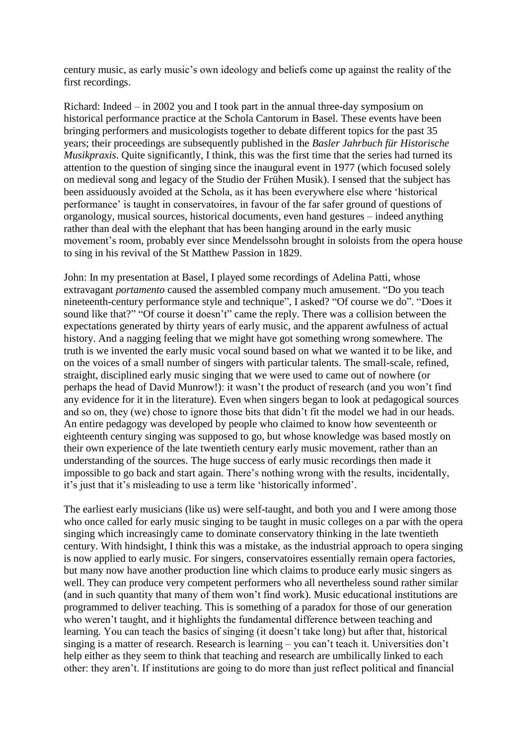century music, as early music's own ideology and beliefs come up against the reality of the first recordings.

Richard: Indeed – in 2002 you and I took part in the annual three-day symposium on historical performance practice at the Schola Cantorum in Basel. These events have been bringing performers and musicologists together to debate different topics for the past 35 years; their proceedings are subsequently published in the *Basler Jahrbuch für Historische Musikpraxis*. Quite significantly, I think, this was the first time that the series had turned its attention to the question of singing since the inaugural event in 1977 (which focused solely on medieval song and legacy of the Studio der Frühen Musik). I sensed that the subject has been assiduously avoided at the Schola, as it has been everywhere else where 'historical performance' is taught in conservatoires, in favour of the far safer ground of questions of organology, musical sources, historical documents, even hand gestures – indeed anything rather than deal with the elephant that has been hanging around in the early music movement's room, probably ever since Mendelssohn brought in soloists from the opera house to sing in his revival of the St Matthew Passion in 1829.

John: In my presentation at Basel, I played some recordings of Adelina Patti, whose extravagant *portamento* caused the assembled company much amusement. "Do you teach nineteenth-century performance style and technique", I asked? "Of course we do". "Does it sound like that?" "Of course it doesn't" came the reply. There was a collision between the expectations generated by thirty years of early music, and the apparent awfulness of actual history. And a nagging feeling that we might have got something wrong somewhere. The truth is we invented the early music vocal sound based on what we wanted it to be like, and on the voices of a small number of singers with particular talents. The small-scale, refined, straight, disciplined early music singing that we were used to came out of nowhere (or perhaps the head of David Munrow!): it wasn't the product of research (and you won't find any evidence for it in the literature). Even when singers began to look at pedagogical sources and so on, they (we) chose to ignore those bits that didn't fit the model we had in our heads. An entire pedagogy was developed by people who claimed to know how seventeenth or eighteenth century singing was supposed to go, but whose knowledge was based mostly on their own experience of the late twentieth century early music movement, rather than an understanding of the sources. The huge success of early music recordings then made it impossible to go back and start again. There's nothing wrong with the results, incidentally, it's just that it's misleading to use a term like 'historically informed'.

The earliest early musicians (like us) were self-taught, and both you and I were among those who once called for early music singing to be taught in music colleges on a par with the opera singing which increasingly came to dominate conservatory thinking in the late twentieth century. With hindsight, I think this was a mistake, as the industrial approach to opera singing is now applied to early music. For singers, conservatoires essentially remain opera factories, but many now have another production line which claims to produce early music singers as well. They can produce very competent performers who all nevertheless sound rather similar (and in such quantity that many of them won't find work). Music educational institutions are programmed to deliver teaching. This is something of a paradox for those of our generation who weren't taught, and it highlights the fundamental difference between teaching and learning. You can teach the basics of singing (it doesn't take long) but after that, historical singing is a matter of research. Research is learning – you can't teach it. Universities don't help either as they seem to think that teaching and research are umbilically linked to each other: they aren't. If institutions are going to do more than just reflect political and financial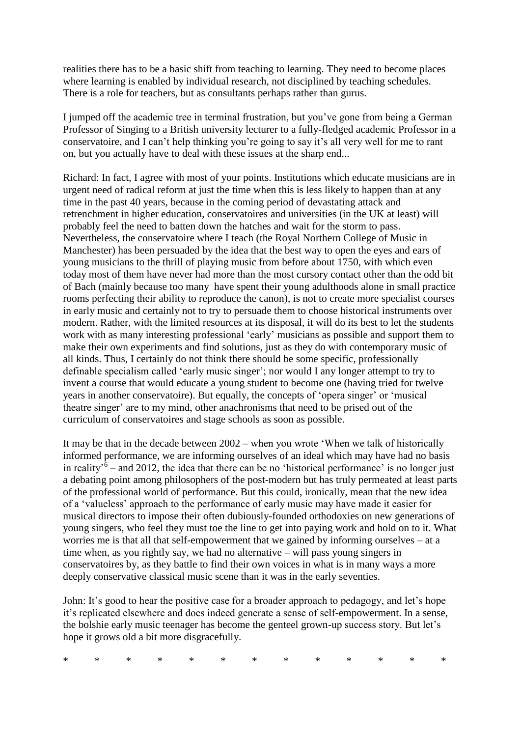realities there has to be a basic shift from teaching to learning. They need to become places where learning is enabled by individual research, not disciplined by teaching schedules. There is a role for teachers, but as consultants perhaps rather than gurus.

I jumped off the academic tree in terminal frustration, but you've gone from being a German Professor of Singing to a British university lecturer to a fully-fledged academic Professor in a conservatoire, and I can't help thinking you're going to say it's all very well for me to rant on, but you actually have to deal with these issues at the sharp end...

Richard: In fact, I agree with most of your points. Institutions which educate musicians are in urgent need of radical reform at just the time when this is less likely to happen than at any time in the past 40 years, because in the coming period of devastating attack and retrenchment in higher education, conservatoires and universities (in the UK at least) will probably feel the need to batten down the hatches and wait for the storm to pass. Nevertheless, the conservatoire where I teach (the Royal Northern College of Music in Manchester) has been persuaded by the idea that the best way to open the eyes and ears of young musicians to the thrill of playing music from before about 1750, with which even today most of them have never had more than the most cursory contact other than the odd bit of Bach (mainly because too many have spent their young adulthoods alone in small practice rooms perfecting their ability to reproduce the canon), is not to create more specialist courses in early music and certainly not to try to persuade them to choose historical instruments over modern. Rather, with the limited resources at its disposal, it will do its best to let the students work with as many interesting professional 'early' musicians as possible and support them to make their own experiments and find solutions, just as they do with contemporary music of all kinds. Thus, I certainly do not think there should be some specific, professionally definable specialism called 'early music singer'; nor would I any longer attempt to try to invent a course that would educate a young student to become one (having tried for twelve years in another conservatoire). But equally, the concepts of 'opera singer' or 'musical theatre singer' are to my mind, other anachronisms that need to be prised out of the curriculum of conservatoires and stage schools as soon as possible.

It may be that in the decade between 2002 – when you wrote 'When we talk of historically informed performance, we are informing ourselves of an ideal which may have had no basis in reality'[6] – and 2012, the idea that there can be no 'historical performance' is no longer just a debating point among philosophers of the post-modern but has truly permeated at least parts of the professional world of performance. But this could, ironically, mean that the new idea of a 'valueless' approach to the performance of early music may have made it easier for musical directors to impose their often dubiously-founded orthodoxies on new generations of young singers, who feel they must toe the line to get into paying work and hold on to it. What worries me is that all that self-empowerment that we gained by informing ourselves – at a time when, as you rightly say, we had no alternative – will pass young singers in conservatoires by, as they battle to find their own voices in what is in many ways a more deeply conservative classical music scene than it was in the early seventies.

John: It's good to hear the positive case for a broader approach to pedagogy, and let's hope it's replicated elsewhere and does indeed generate a sense of self-empowerment. In a sense, the bolshie early music teenager has become the genteel grown-up success story. But let's hope it grows old a bit more disgracefully.

\*  \*  \*  \*  \*  \*  \*  \*  \*  \*  \*  \*  \*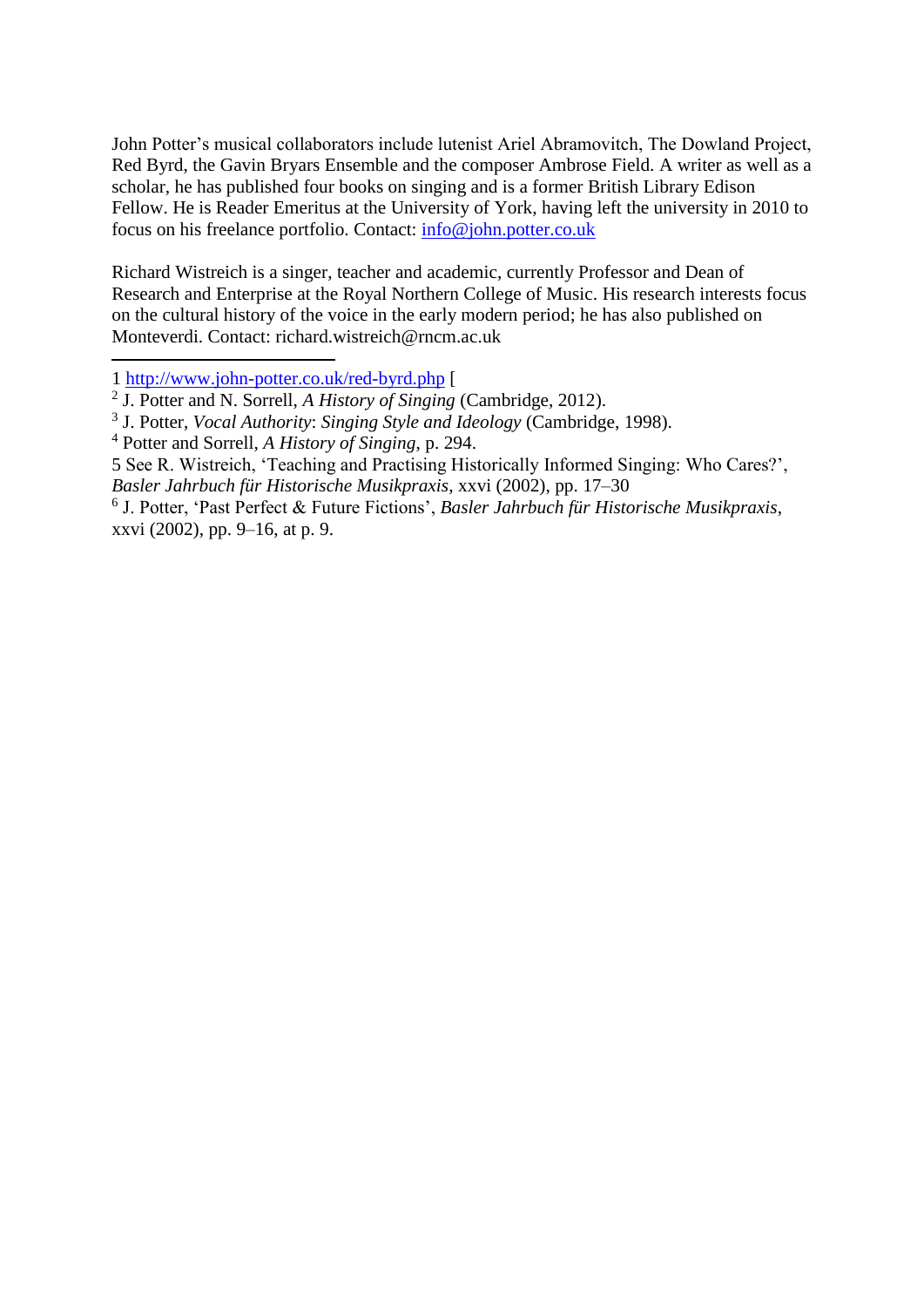John Potter's musical collaborators include lutenist Ariel Abramovitch, The Dowland Project, Red Byrd, the Gavin Bryars Ensemble and the composer Ambrose Field. A writer as well as a scholar, he has published four books on singing and is a former British Library Edison Fellow. He is Reader Emeritus at the University of York, having left the university in 2010 to focus on his freelance portfolio. Contact: info@john.potter.co.uk

Richard Wistreich is a singer, teacher and academic, currently Professor and Dean of Research and Enterprise at the Royal Northern College of Music. His research interests focus on the cultural history of the voice in the early modern period; he has also published on Monteverdi. Contact: richard.wistreich@rncm.ac.uk

---

1 http://www.john-potter.co.uk/red-byrd.php [

[2] J. Potter and N. Sorrell, *A History of Singing* (Cambridge, 2012).

[3] J. Potter, *Vocal Authority*: *Singing Style and Ideology* (Cambridge, 1998).

[4] Potter and Sorrell, *A History of Singing*, p. 294.

5 See R. Wistreich, 'Teaching and Practising Historically Informed Singing: Who Cares?', *Basler Jahrbuch für Historische Musikpraxis*, xxvi (2002), pp. 17–30

[6] J. Potter, 'Past Perfect & Future Fictions', *Basler Jahrbuch für Historische Musikpraxis*, xxvi (2002), pp. 9–16, at p. 9.